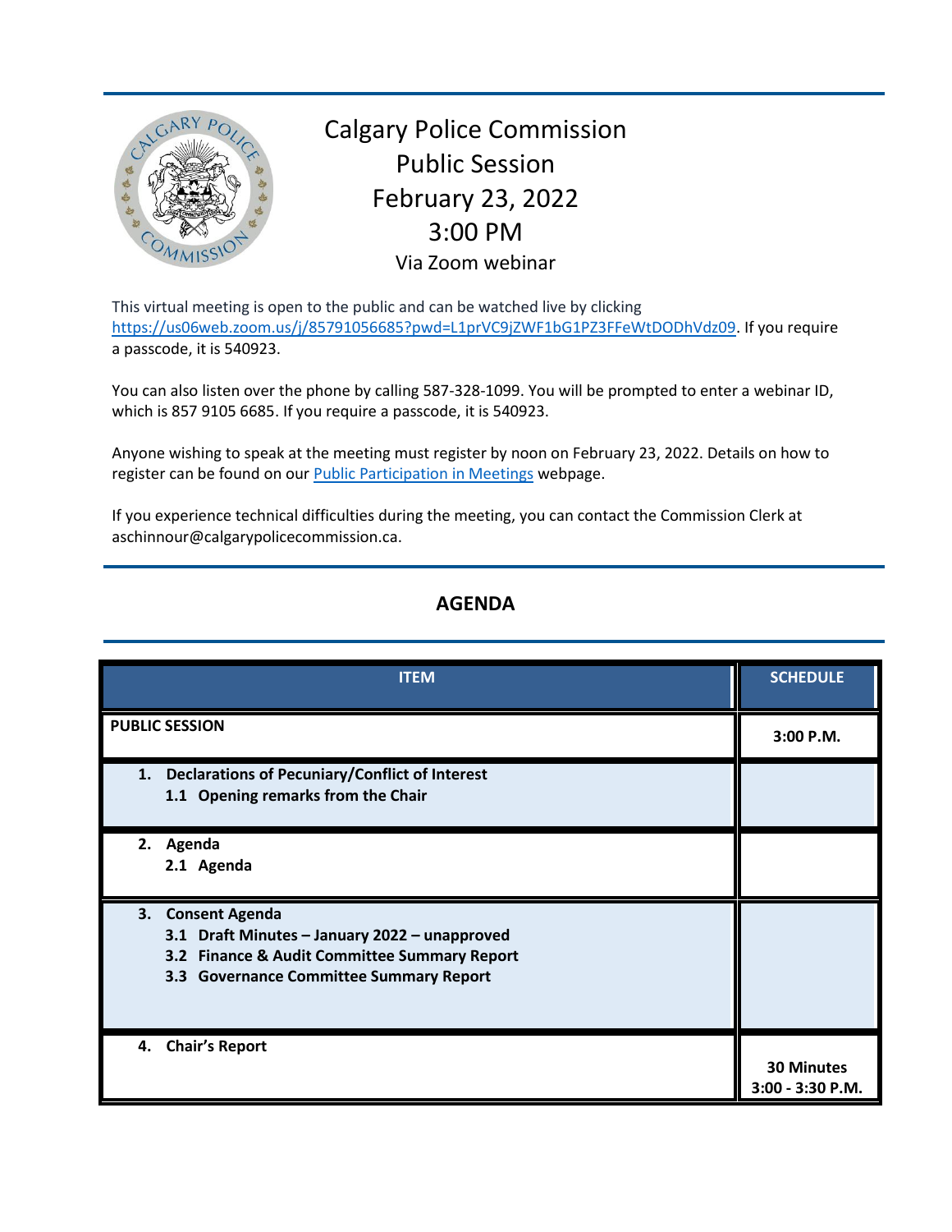# Calgary Police Commission
## Public Session
## February 23, 2022
## 3:00 PM
### Via Zoom webinar

This virtual meeting is open to the public and can be watched live by clicking https://us06web.zoom.us/j/85791056685?pwd=L1prVC9jZWF1bG1PZ3FFeWtDODhVdz09. If you require a passcode, it is 540923.

You can also listen over the phone by calling 587-328-1099. You will be prompted to enter a webinar ID, which is 857 9105 6685. If you require a passcode, it is 540923.

Anyone wishing to speak at the meeting must register by noon on February 23, 2022. Details on how to register can be found on our Public Participation in Meetings webpage.

If you experience technical difficulties during the meeting, you can contact the Commission Clerk at aschinnour@calgarypolicecommission.ca.

## AGENDA

| ITEM | SCHEDULE |
| --- | --- |
| **PUBLIC SESSION** | **3:00 P.M.** |
| **1. Declarations of Pecuniary/Conflict of Interest**<br>**1.1 Opening remarks from the Chair** | |
| **2. Agenda**<br>**2.1 Agenda** | |
| **3. Consent Agenda**<br>**3.1 Draft Minutes – January 2022 – unapproved**<br>**3.2 Finance & Audit Committee Summary Report**<br>**3.3 Governance Committee Summary Report** | |
| **4. Chair's Report** | **30 Minutes**<br>**3:00 - 3:30 P.M.** |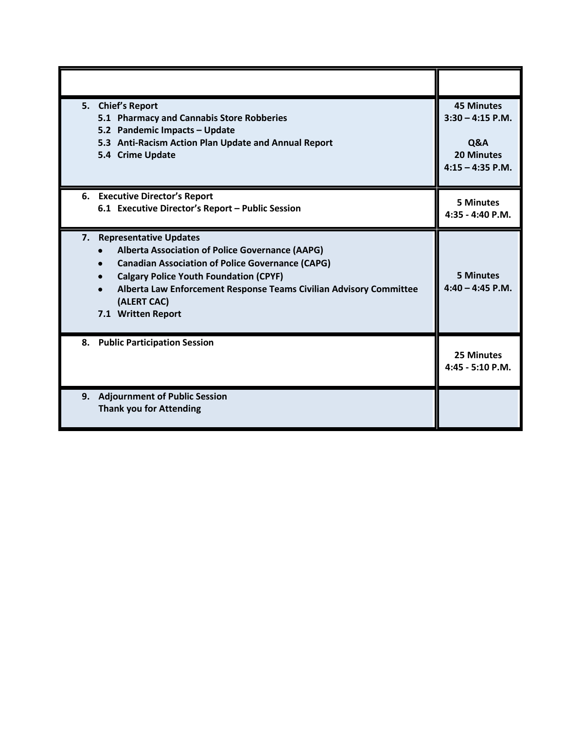| | |
|---|---|
| **5. Chief's Report**<br>**5.1 Pharmacy and Cannabis Store Robberies**<br>**5.2 Pandemic Impacts – Update**<br>**5.3 Anti-Racism Action Plan Update and Annual Report**<br>**5.4 Crime Update** | **45 Minutes**<br>**3:30 – 4:15 P.M.**<br><br>**Q&A**<br>**20 Minutes**<br>**4:15 – 4:35 P.M.** |
| **6. Executive Director's Report**<br>**6.1 Executive Director's Report – Public Session** | **5 Minutes**<br>**4:35 - 4:40 P.M.** |
| **7. Representative Updates**<br>• **Alberta Association of Police Governance (AAPG)**<br>• **Canadian Association of Police Governance (CAPG)**<br>• **Calgary Police Youth Foundation (CPYF)**<br>• **Alberta Law Enforcement Response Teams Civilian Advisory Committee (ALERT CAC)**<br>**7.1 Written Report** | **5 Minutes**<br>**4:40 – 4:45 P.M.** |
| **8. Public Participation Session** | **25 Minutes**<br>**4:45 - 5:10 P.M.** |
| **9. Adjournment of Public Session**<br>**Thank you for Attending** | |